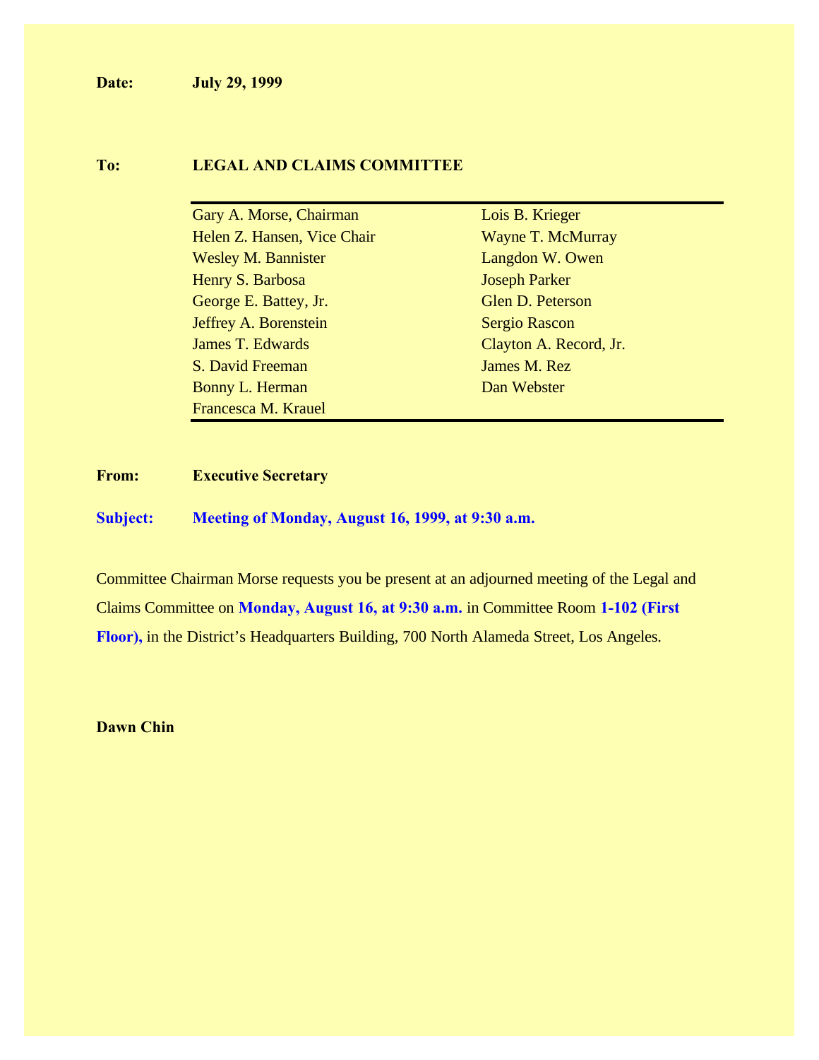**Date:** **July 29, 1999**

**To:** **LEGAL AND CLAIMS COMMITTEE**

| | |
|---|---|
| Gary A. Morse, Chairman | Lois B. Krieger |
| Helen Z. Hansen, Vice Chair | Wayne T. McMurray |
| Wesley M. Bannister | Langdon W. Owen |
| Henry S. Barbosa | Joseph Parker |
| George E. Battey, Jr. | Glen D. Peterson |
| Jeffrey A. Borenstein | Sergio Rascon |
| James T. Edwards | Clayton A. Record, Jr. |
| S. David Freeman | James M. Rez |
| Bonny L. Herman | Dan Webster |
| Francesca M. Krauel | |

**From:** **Executive Secretary**

**Subject:** **Meeting of Monday, August 16, 1999, at 9:30 a.m.**

Committee Chairman Morse requests you be present at an adjourned meeting of the Legal and Claims Committee on **Monday, August 16, at 9:30 a.m.** in Committee Room **1-102 (First Floor),** in the District's Headquarters Building, 700 North Alameda Street, Los Angeles.

**Dawn Chin**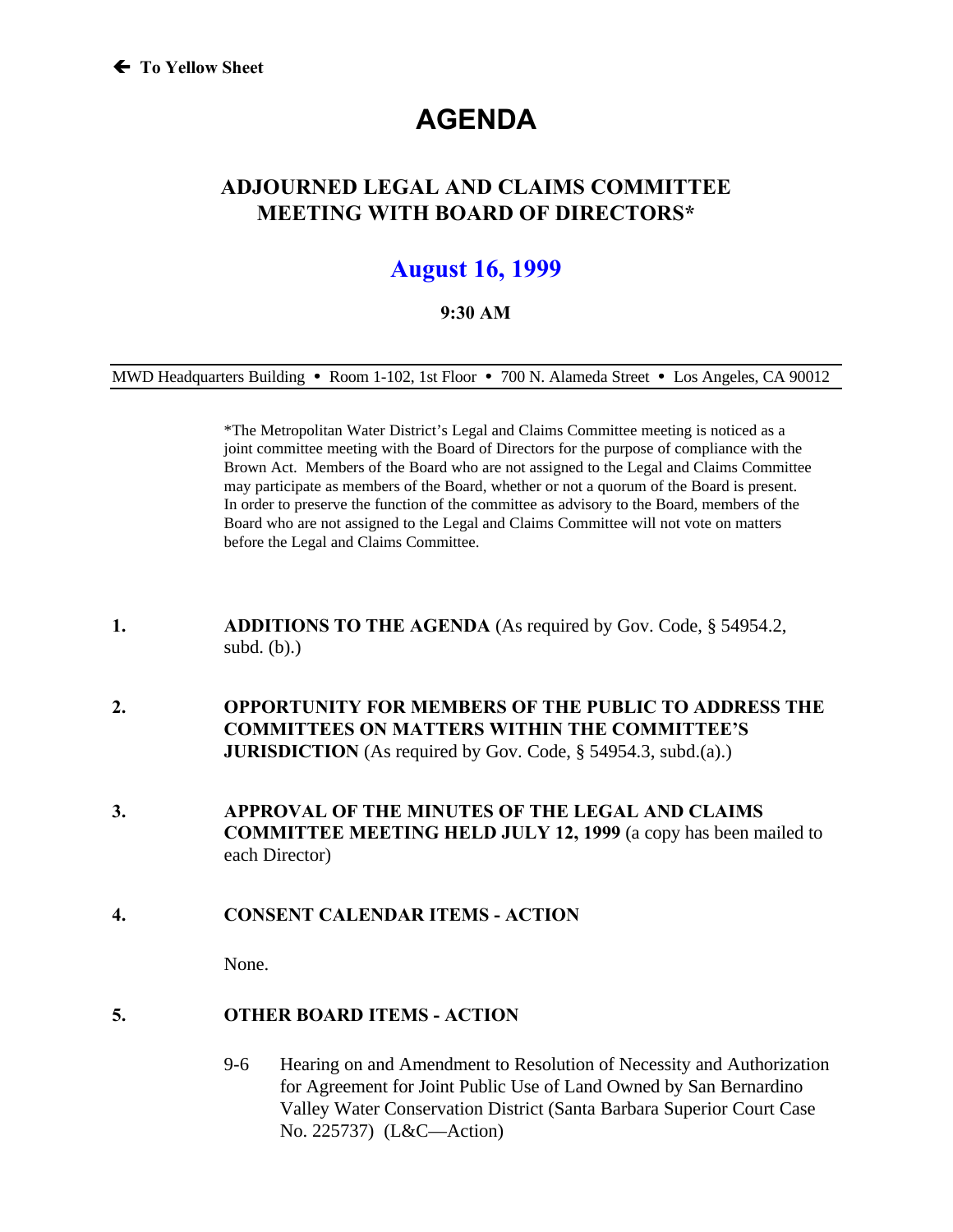← To Yellow Sheet

# AGENDA

## ADJOURNED LEGAL AND CLAIMS COMMITTEE MEETING WITH BOARD OF DIRECTORS*

## August 16, 1999

**9:30 AM**

MWD Headquarters Building • Room 1-102, 1st Floor • 700 N. Alameda Street • Los Angeles, CA 90012

*The Metropolitan Water District's Legal and Claims Committee meeting is noticed as a joint committee meeting with the Board of Directors for the purpose of compliance with the Brown Act. Members of the Board who are not assigned to the Legal and Claims Committee may participate as members of the Board, whether or not a quorum of the Board is present. In order to preserve the function of the committee as advisory to the Board, members of the Board who are not assigned to the Legal and Claims Committee will not vote on matters before the Legal and Claims Committee.

1. **ADDITIONS TO THE AGENDA** (As required by Gov. Code, § 54954.2, subd. (b).)

2. **OPPORTUNITY FOR MEMBERS OF THE PUBLIC TO ADDRESS THE COMMITTEES ON MATTERS WITHIN THE COMMITTEE'S JURISDICTION** (As required by Gov. Code, § 54954.3, subd.(a).)

3. **APPROVAL OF THE MINUTES OF THE LEGAL AND CLAIMS COMMITTEE MEETING HELD JULY 12, 1999** (a copy has been mailed to each Director)

4. **CONSENT CALENDAR ITEMS - ACTION**

   None.

5. **OTHER BOARD ITEMS - ACTION**

   9-6 Hearing on and Amendment to Resolution of Necessity and Authorization for Agreement for Joint Public Use of Land Owned by San Bernardino Valley Water Conservation District (Santa Barbara Superior Court Case No. 225737) (L&C—Action)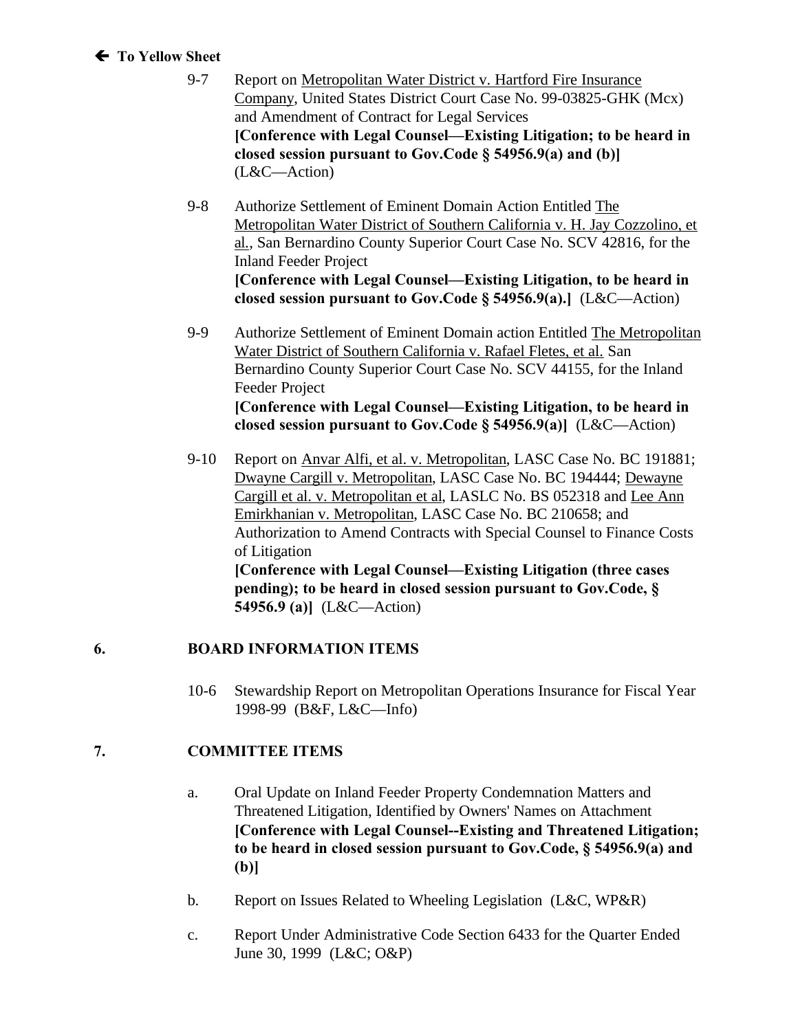🡐 **To Yellow Sheet**

9-7 Report on Metropolitan Water District v. Hartford Fire Insurance Company, United States District Court Case No. 99-03825-GHK (Mcx) and Amendment of Contract for Legal Services
**[Conference with Legal Counsel—Existing Litigation; to be heard in closed session pursuant to Gov.Code § 54956.9(a) and (b)]** (L&C—Action)

9-8 Authorize Settlement of Eminent Domain Action Entitled The Metropolitan Water District of Southern California v. H. Jay Cozzolino, et al., San Bernardino County Superior Court Case No. SCV 42816, for the Inland Feeder Project
**[Conference with Legal Counsel—Existing Litigation, to be heard in closed session pursuant to Gov.Code § 54956.9(a).]** (L&C—Action)

9-9 Authorize Settlement of Eminent Domain action Entitled The Metropolitan Water District of Southern California v. Rafael Fletes, et al. San Bernardino County Superior Court Case No. SCV 44155, for the Inland Feeder Project
**[Conference with Legal Counsel—Existing Litigation, to be heard in closed session pursuant to Gov.Code § 54956.9(a)]** (L&C—Action)

9-10 Report on Anvar Alfi, et al. v. Metropolitan, LASC Case No. BC 191881; Dwayne Cargill v. Metropolitan, LASC Case No. BC 194444; Dewayne Cargill et al. v. Metropolitan et al, LASLC No. BS 052318 and Lee Ann Emirkhanian v. Metropolitan, LASC Case No. BC 210658; and Authorization to Amend Contracts with Special Counsel to Finance Costs of Litigation
**[Conference with Legal Counsel—Existing Litigation (three cases pending); to be heard in closed session pursuant to Gov.Code, § 54956.9 (a)]** (L&C—Action)

## 6. BOARD INFORMATION ITEMS

10-6 Stewardship Report on Metropolitan Operations Insurance for Fiscal Year 1998-99 (B&F, L&C—Info)

## 7. COMMITTEE ITEMS

a. Oral Update on Inland Feeder Property Condemnation Matters and Threatened Litigation, Identified by Owners' Names on Attachment
**[Conference with Legal Counsel--Existing and Threatened Litigation; to be heard in closed session pursuant to Gov.Code, § 54956.9(a) and (b)]**

b. Report on Issues Related to Wheeling Legislation (L&C, WP&R)

c. Report Under Administrative Code Section 6433 for the Quarter Ended June 30, 1999 (L&C; O&P)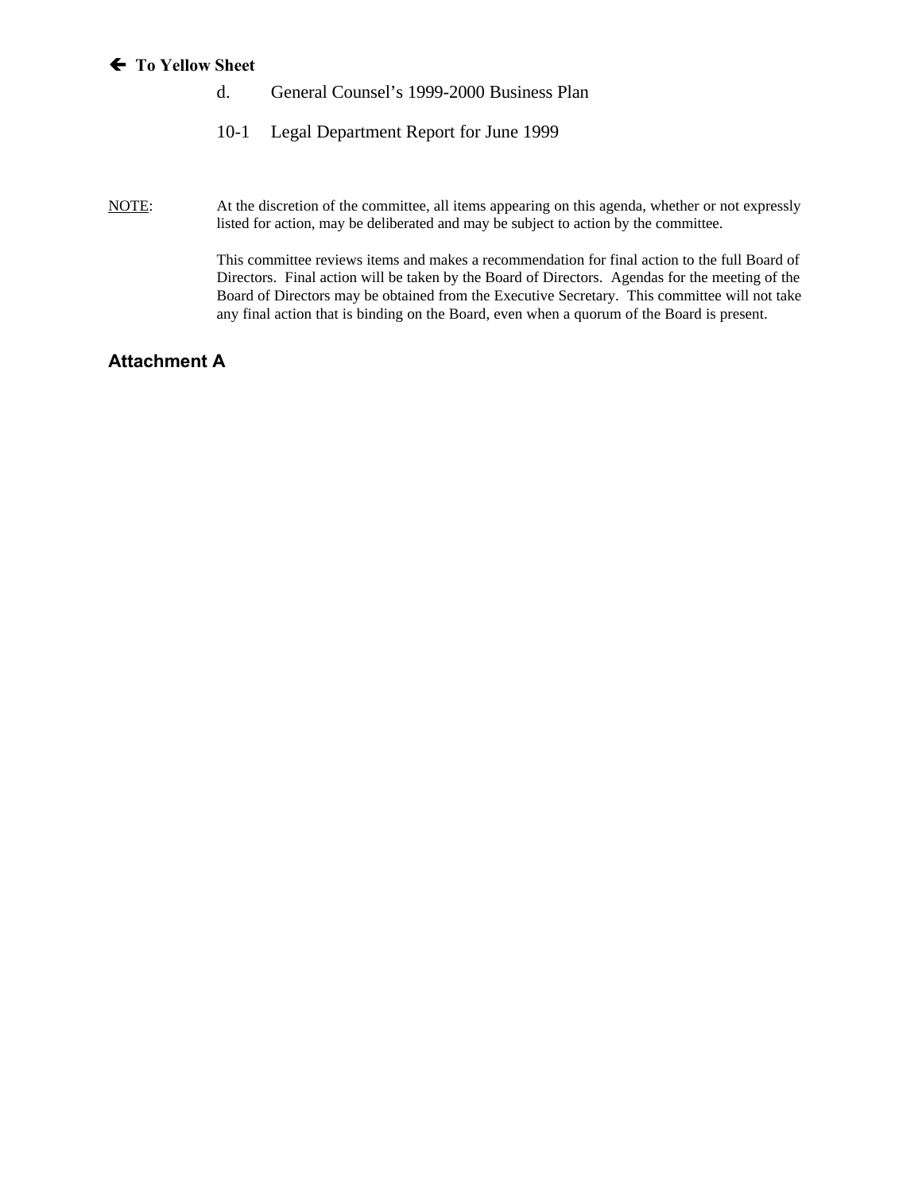🡐 **To Yellow Sheet**

d. General Counsel's 1999-2000 Business Plan

10-1 Legal Department Report for June 1999

NOTE: At the discretion of the committee, all items appearing on this agenda, whether or not expressly listed for action, may be deliberated and may be subject to action by the committee.

This committee reviews items and makes a recommendation for final action to the full Board of Directors. Final action will be taken by the Board of Directors. Agendas for the meeting of the Board of Directors may be obtained from the Executive Secretary. This committee will not take any final action that is binding on the Board, even when a quorum of the Board is present.

## Attachment A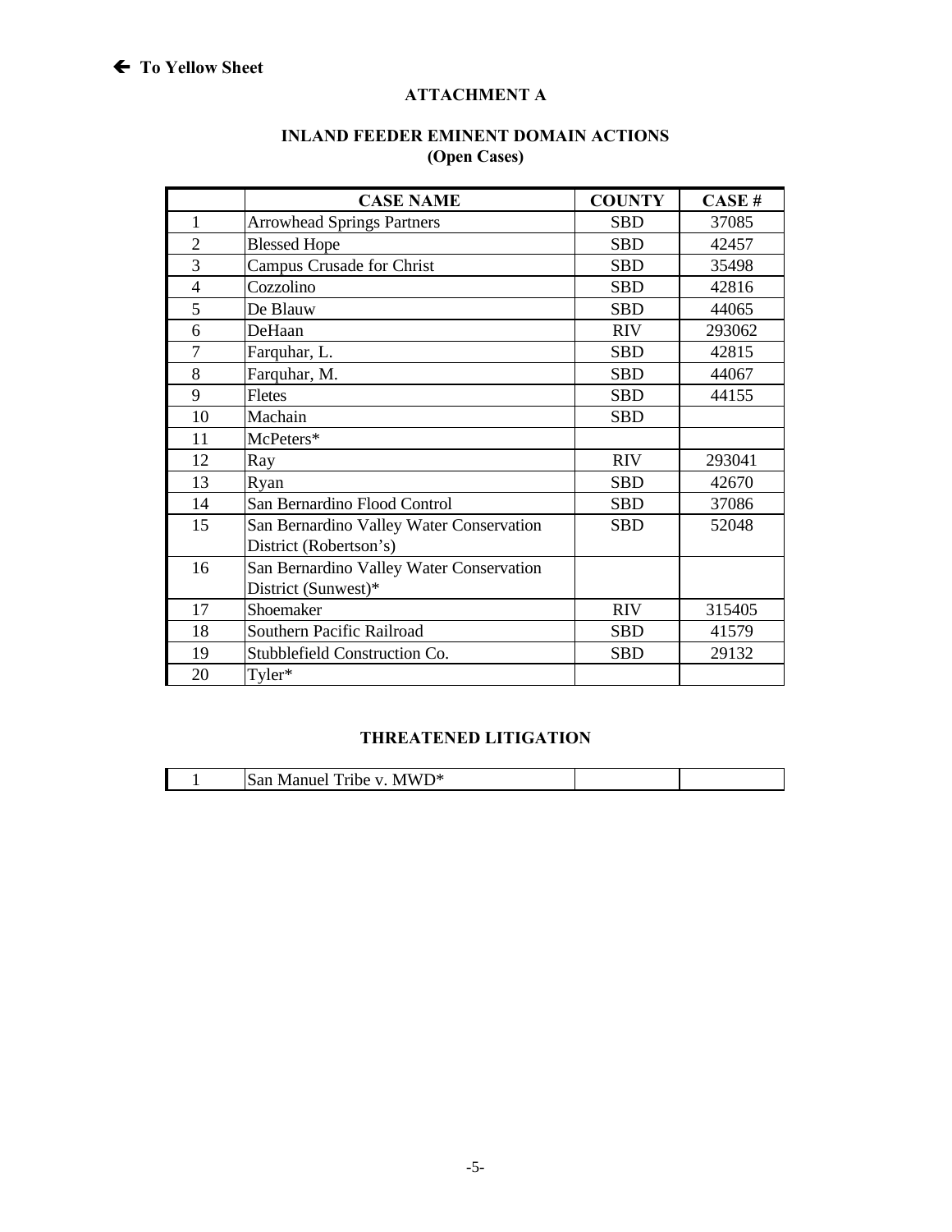← To Yellow Sheet

## ATTACHMENT A

## INLAND FEEDER EMINENT DOMAIN ACTIONS
**(Open Cases)**

| | CASE NAME | COUNTY | CASE # |
|---|---|---|---|
| 1 | Arrowhead Springs Partners | SBD | 37085 |
| 2 | Blessed Hope | SBD | 42457 |
| 3 | Campus Crusade for Christ | SBD | 35498 |
| 4 | Cozzolino | SBD | 42816 |
| 5 | De Blauw | SBD | 44065 |
| 6 | DeHaan | RIV | 293062 |
| 7 | Farquhar, L. | SBD | 42815 |
| 8 | Farquhar, M. | SBD | 44067 |
| 9 | Fletes | SBD | 44155 |
| 10 | Machain | SBD | |
| 11 | McPeters* | | |
| 12 | Ray | RIV | 293041 |
| 13 | Ryan | SBD | 42670 |
| 14 | San Bernardino Flood Control | SBD | 37086 |
| 15 | San Bernardino Valley Water Conservation District (Robertson's) | SBD | 52048 |
| 16 | San Bernardino Valley Water Conservation District (Sunwest)* | | |
| 17 | Shoemaker | RIV | 315405 |
| 18 | Southern Pacific Railroad | SBD | 41579 |
| 19 | Stubblefield Construction Co. | SBD | 29132 |
| 20 | Tyler* | | |

## THREATENED LITIGATION

| | | | |
|---|---|---|---|
| 1 | San Manuel Tribe v. MWD* | | |